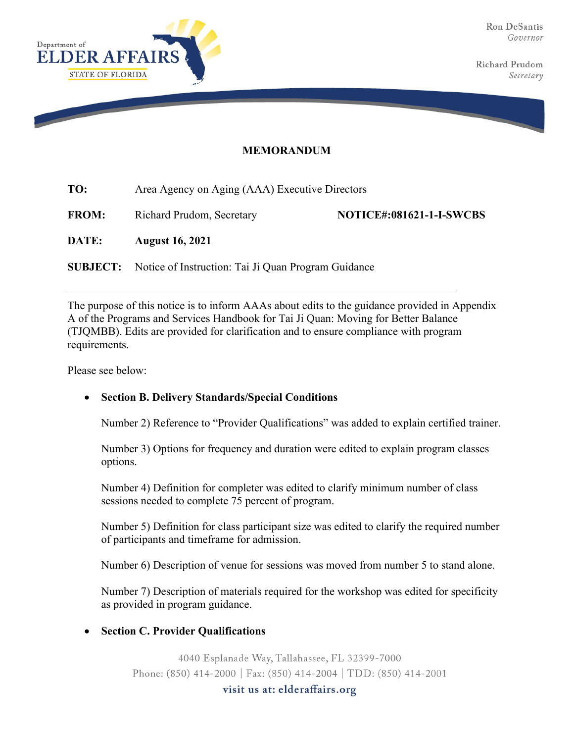Department of
ELDER AFFAIRS
STATE OF FLORIDA

Ron DeSantis
*Governor*

Richard Prudom
*Secretary*

**MEMORANDUM**

**TO:** Area Agency on Aging (AAA) Executive Directors

**FROM:** Richard Prudom, Secretary **NOTICE#:081621-1-I-SWCBS**

**DATE:** **August 16, 2021**

**SUBJECT:** Notice of Instruction: Tai Ji Quan Program Guidance

---

The purpose of this notice is to inform AAAs about edits to the guidance provided in Appendix A of the Programs and Services Handbook for Tai Ji Quan: Moving for Better Balance (TJQMBB). Edits are provided for clarification and to ensure compliance with program requirements.

Please see below:

- **Section B. Delivery Standards/Special Conditions**

  Number 2) Reference to "Provider Qualifications" was added to explain certified trainer.

  Number 3) Options for frequency and duration were edited to explain program classes options.

  Number 4) Definition for completer was edited to clarify minimum number of class sessions needed to complete 75 percent of program.

  Number 5) Definition for class participant size was edited to clarify the required number of participants and timeframe for admission.

  Number 6) Description of venue for sessions was moved from number 5 to stand alone.

  Number 7) Description of materials required for the workshop was edited for specificity as provided in program guidance.

- **Section C. Provider Qualifications**

4040 Esplanade Way, Tallahassee, FL 32399-7000
Phone: (850) 414-2000 | Fax: (850) 414-2004 | TDD: (850) 414-2001
visit us at: elderaffairs.org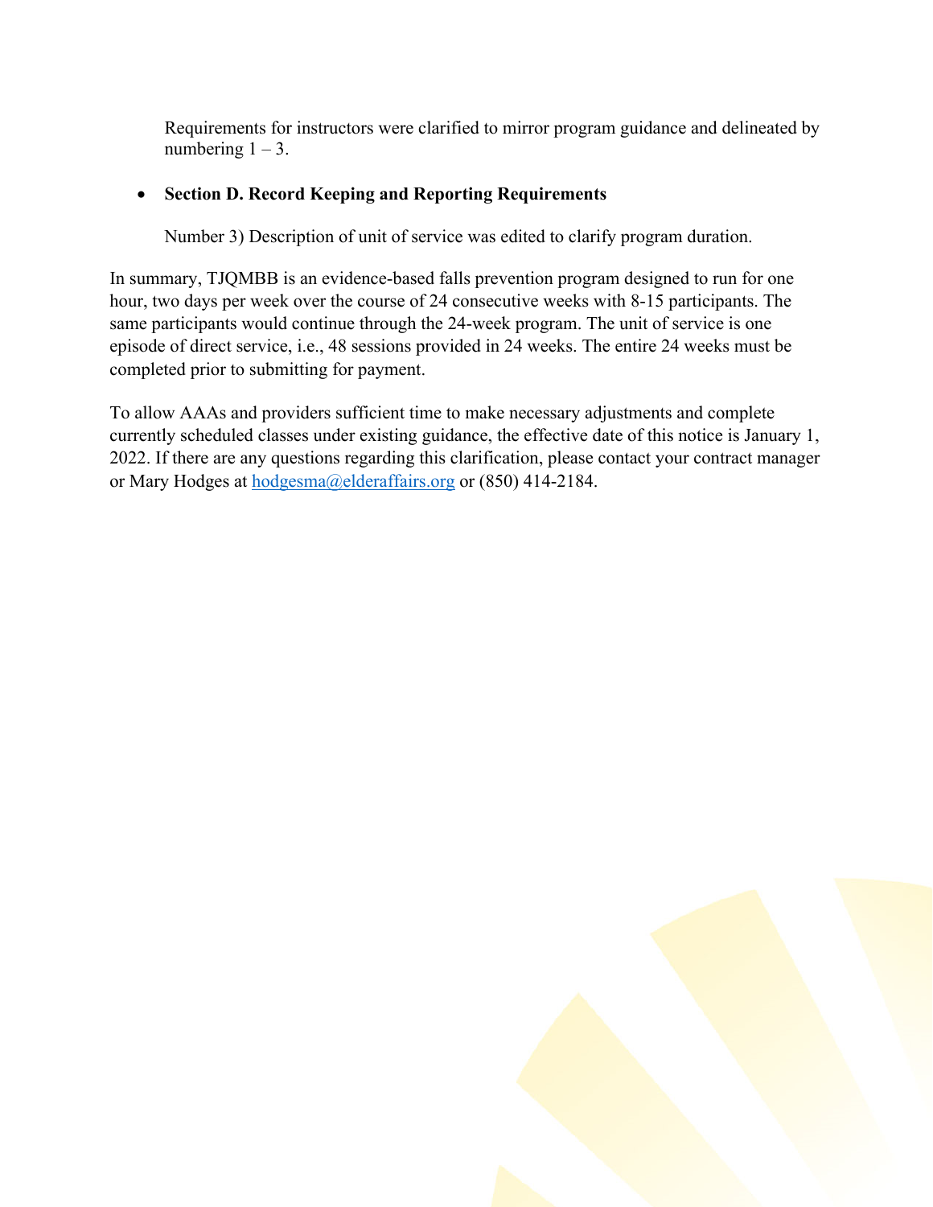Requirements for instructors were clarified to mirror program guidance and delineated by numbering 1 – 3.

- **Section D. Record Keeping and Reporting Requirements**

    Number 3) Description of unit of service was edited to clarify program duration.

In summary, TJQMBB is an evidence-based falls prevention program designed to run for one hour, two days per week over the course of 24 consecutive weeks with 8-15 participants. The same participants would continue through the 24-week program. The unit of service is one episode of direct service, i.e., 48 sessions provided in 24 weeks. The entire 24 weeks must be completed prior to submitting for payment.

To allow AAAs and providers sufficient time to make necessary adjustments and complete currently scheduled classes under existing guidance, the effective date of this notice is January 1, 2022. If there are any questions regarding this clarification, please contact your contract manager or Mary Hodges at [hodgesma@elderaffairs.org](mailto:hodgesma@elderaffairs.org) or (850) 414-2184.